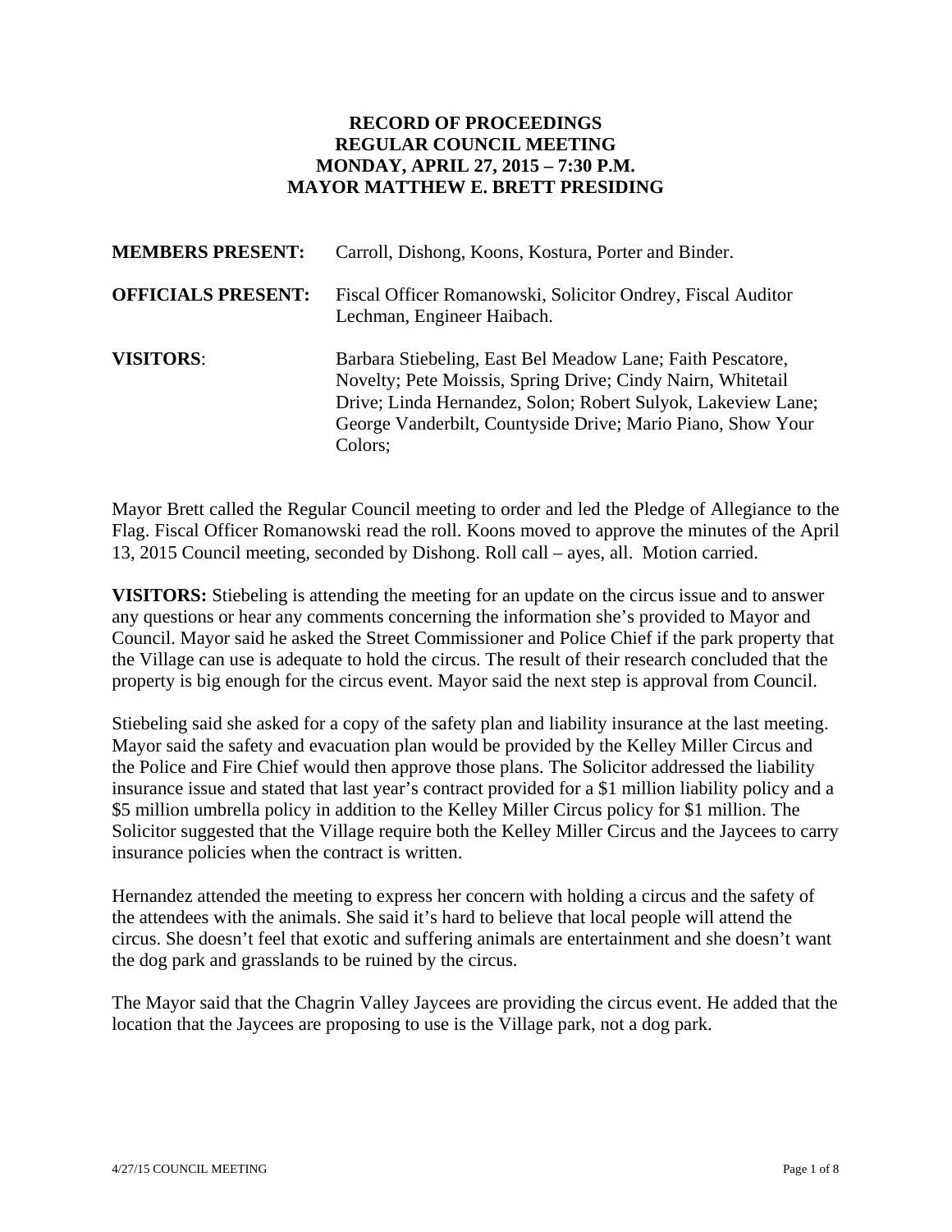# RECORD OF PROCEEDINGS
## REGULAR COUNCIL MEETING
## MONDAY, APRIL 27, 2015 – 7:30 P.M.
## MAYOR MATTHEW E. BRETT PRESIDING

**MEMBERS PRESENT:** Carroll, Dishong, Koons, Kostura, Porter and Binder.

**OFFICIALS PRESENT:** Fiscal Officer Romanowski, Solicitor Ondrey, Fiscal Auditor Lechman, Engineer Haibach.

**VISITORS**: Barbara Stiebeling, East Bel Meadow Lane; Faith Pescatore, Novelty; Pete Moissis, Spring Drive; Cindy Nairn, Whitetail Drive; Linda Hernandez, Solon; Robert Sulyok, Lakeview Lane; George Vanderbilt, Countyside Drive; Mario Piano, Show Your Colors;

Mayor Brett called the Regular Council meeting to order and led the Pledge of Allegiance to the Flag. Fiscal Officer Romanowski read the roll. Koons moved to approve the minutes of the April 13, 2015 Council meeting, seconded by Dishong. Roll call – ayes, all. Motion carried.

**VISITORS:** Stiebeling is attending the meeting for an update on the circus issue and to answer any questions or hear any comments concerning the information she's provided to Mayor and Council. Mayor said he asked the Street Commissioner and Police Chief if the park property that the Village can use is adequate to hold the circus. The result of their research concluded that the property is big enough for the circus event. Mayor said the next step is approval from Council.

Stiebeling said she asked for a copy of the safety plan and liability insurance at the last meeting. Mayor said the safety and evacuation plan would be provided by the Kelley Miller Circus and the Police and Fire Chief would then approve those plans. The Solicitor addressed the liability insurance issue and stated that last year's contract provided for a $1 million liability policy and a $5 million umbrella policy in addition to the Kelley Miller Circus policy for $1 million. The Solicitor suggested that the Village require both the Kelley Miller Circus and the Jaycees to carry insurance policies when the contract is written.

Hernandez attended the meeting to express her concern with holding a circus and the safety of the attendees with the animals. She said it's hard to believe that local people will attend the circus. She doesn't feel that exotic and suffering animals are entertainment and she doesn't want the dog park and grasslands to be ruined by the circus.

The Mayor said that the Chagrin Valley Jaycees are providing the circus event. He added that the location that the Jaycees are proposing to use is the Village park, not a dog park.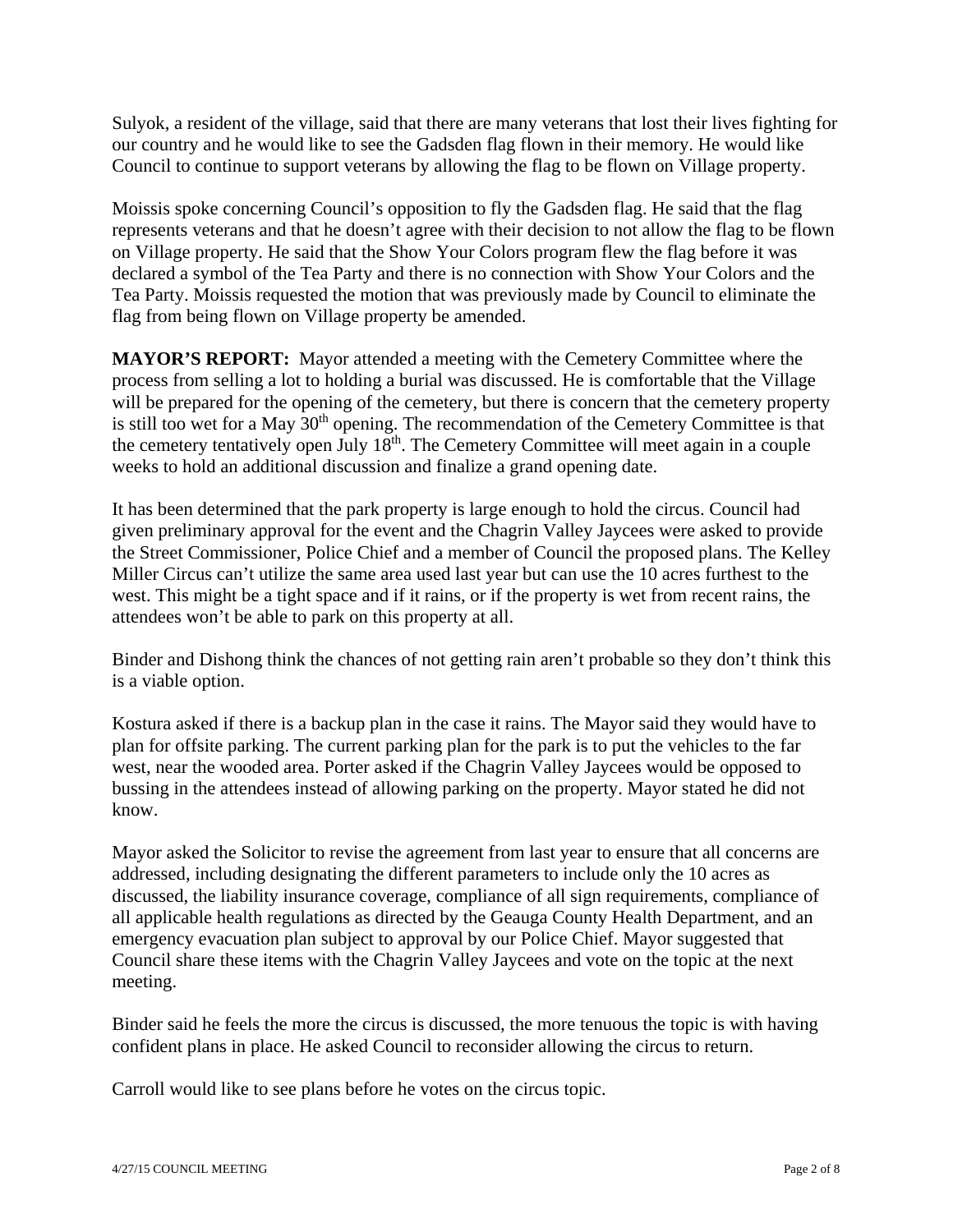Sulyok, a resident of the village, said that there are many veterans that lost their lives fighting for our country and he would like to see the Gadsden flag flown in their memory. He would like Council to continue to support veterans by allowing the flag to be flown on Village property.

Moissis spoke concerning Council's opposition to fly the Gadsden flag. He said that the flag represents veterans and that he doesn't agree with their decision to not allow the flag to be flown on Village property. He said that the Show Your Colors program flew the flag before it was declared a symbol of the Tea Party and there is no connection with Show Your Colors and the Tea Party. Moissis requested the motion that was previously made by Council to eliminate the flag from being flown on Village property be amended.

**MAYOR'S REPORT:** Mayor attended a meeting with the Cemetery Committee where the process from selling a lot to holding a burial was discussed. He is comfortable that the Village will be prepared for the opening of the cemetery, but there is concern that the cemetery property is still too wet for a May 30th opening. The recommendation of the Cemetery Committee is that the cemetery tentatively open July 18th. The Cemetery Committee will meet again in a couple weeks to hold an additional discussion and finalize a grand opening date.

It has been determined that the park property is large enough to hold the circus. Council had given preliminary approval for the event and the Chagrin Valley Jaycees were asked to provide the Street Commissioner, Police Chief and a member of Council the proposed plans. The Kelley Miller Circus can't utilize the same area used last year but can use the 10 acres furthest to the west. This might be a tight space and if it rains, or if the property is wet from recent rains, the attendees won't be able to park on this property at all.

Binder and Dishong think the chances of not getting rain aren't probable so they don't think this is a viable option.

Kostura asked if there is a backup plan in the case it rains. The Mayor said they would have to plan for offsite parking. The current parking plan for the park is to put the vehicles to the far west, near the wooded area. Porter asked if the Chagrin Valley Jaycees would be opposed to bussing in the attendees instead of allowing parking on the property. Mayor stated he did not know.

Mayor asked the Solicitor to revise the agreement from last year to ensure that all concerns are addressed, including designating the different parameters to include only the 10 acres as discussed, the liability insurance coverage, compliance of all sign requirements, compliance of all applicable health regulations as directed by the Geauga County Health Department, and an emergency evacuation plan subject to approval by our Police Chief. Mayor suggested that Council share these items with the Chagrin Valley Jaycees and vote on the topic at the next meeting.

Binder said he feels the more the circus is discussed, the more tenuous the topic is with having confident plans in place. He asked Council to reconsider allowing the circus to return.

Carroll would like to see plans before he votes on the circus topic.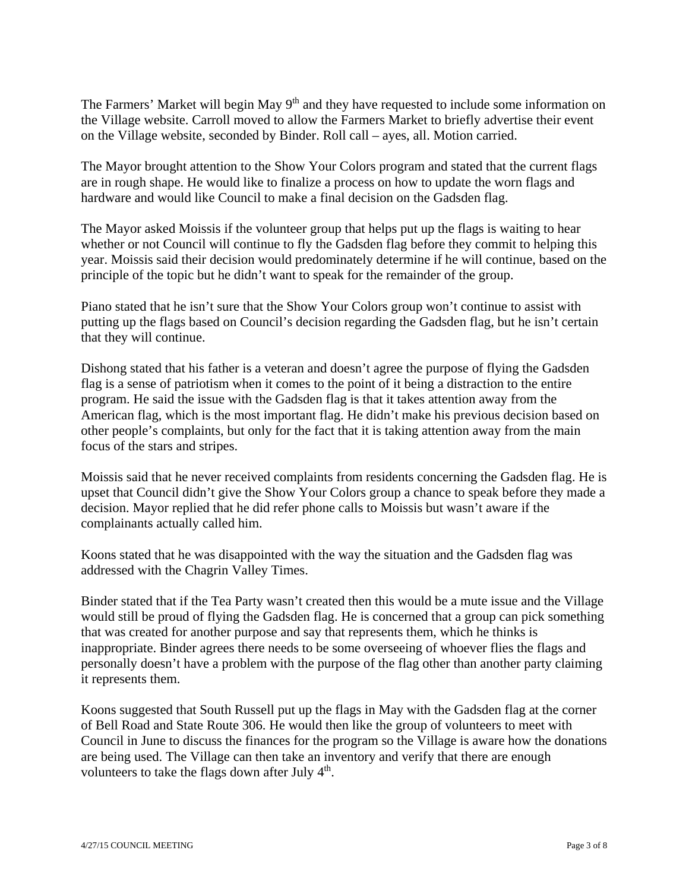The Farmers' Market will begin May 9th and they have requested to include some information on the Village website. Carroll moved to allow the Farmers Market to briefly advertise their event on the Village website, seconded by Binder. Roll call – ayes, all. Motion carried.

The Mayor brought attention to the Show Your Colors program and stated that the current flags are in rough shape. He would like to finalize a process on how to update the worn flags and hardware and would like Council to make a final decision on the Gadsden flag.

The Mayor asked Moissis if the volunteer group that helps put up the flags is waiting to hear whether or not Council will continue to fly the Gadsden flag before they commit to helping this year. Moissis said their decision would predominately determine if he will continue, based on the principle of the topic but he didn't want to speak for the remainder of the group.

Piano stated that he isn't sure that the Show Your Colors group won't continue to assist with putting up the flags based on Council's decision regarding the Gadsden flag, but he isn't certain that they will continue.

Dishong stated that his father is a veteran and doesn't agree the purpose of flying the Gadsden flag is a sense of patriotism when it comes to the point of it being a distraction to the entire program. He said the issue with the Gadsden flag is that it takes attention away from the American flag, which is the most important flag. He didn't make his previous decision based on other people's complaints, but only for the fact that it is taking attention away from the main focus of the stars and stripes.

Moissis said that he never received complaints from residents concerning the Gadsden flag. He is upset that Council didn't give the Show Your Colors group a chance to speak before they made a decision. Mayor replied that he did refer phone calls to Moissis but wasn't aware if the complainants actually called him.

Koons stated that he was disappointed with the way the situation and the Gadsden flag was addressed with the Chagrin Valley Times.

Binder stated that if the Tea Party wasn't created then this would be a mute issue and the Village would still be proud of flying the Gadsden flag. He is concerned that a group can pick something that was created for another purpose and say that represents them, which he thinks is inappropriate. Binder agrees there needs to be some overseeing of whoever flies the flags and personally doesn't have a problem with the purpose of the flag other than another party claiming it represents them.

Koons suggested that South Russell put up the flags in May with the Gadsden flag at the corner of Bell Road and State Route 306. He would then like the group of volunteers to meet with Council in June to discuss the finances for the program so the Village is aware how the donations are being used. The Village can then take an inventory and verify that there are enough volunteers to take the flags down after July 4th.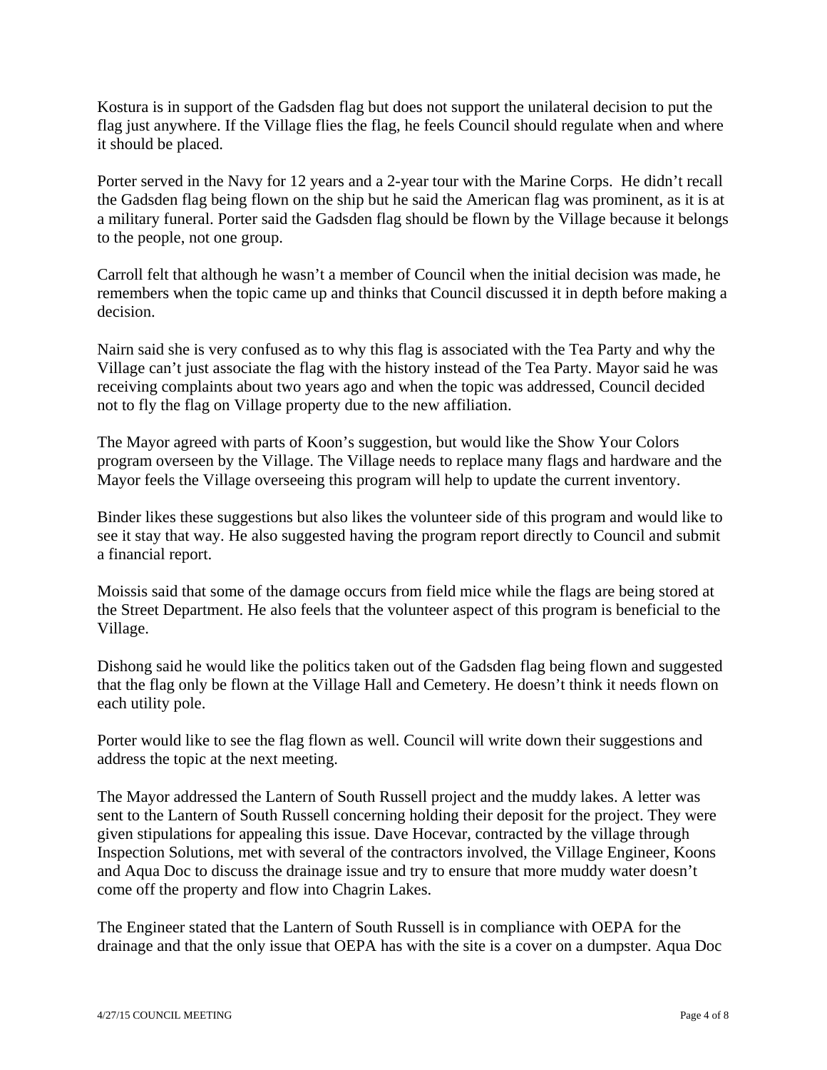Kostura is in support of the Gadsden flag but does not support the unilateral decision to put the flag just anywhere. If the Village flies the flag, he feels Council should regulate when and where it should be placed.

Porter served in the Navy for 12 years and a 2-year tour with the Marine Corps. He didn't recall the Gadsden flag being flown on the ship but he said the American flag was prominent, as it is at a military funeral. Porter said the Gadsden flag should be flown by the Village because it belongs to the people, not one group.

Carroll felt that although he wasn't a member of Council when the initial decision was made, he remembers when the topic came up and thinks that Council discussed it in depth before making a decision.

Nairn said she is very confused as to why this flag is associated with the Tea Party and why the Village can't just associate the flag with the history instead of the Tea Party. Mayor said he was receiving complaints about two years ago and when the topic was addressed, Council decided not to fly the flag on Village property due to the new affiliation.

The Mayor agreed with parts of Koon's suggestion, but would like the Show Your Colors program overseen by the Village. The Village needs to replace many flags and hardware and the Mayor feels the Village overseeing this program will help to update the current inventory.

Binder likes these suggestions but also likes the volunteer side of this program and would like to see it stay that way. He also suggested having the program report directly to Council and submit a financial report.

Moissis said that some of the damage occurs from field mice while the flags are being stored at the Street Department. He also feels that the volunteer aspect of this program is beneficial to the Village.

Dishong said he would like the politics taken out of the Gadsden flag being flown and suggested that the flag only be flown at the Village Hall and Cemetery. He doesn't think it needs flown on each utility pole.

Porter would like to see the flag flown as well. Council will write down their suggestions and address the topic at the next meeting.

The Mayor addressed the Lantern of South Russell project and the muddy lakes. A letter was sent to the Lantern of South Russell concerning holding their deposit for the project. They were given stipulations for appealing this issue. Dave Hocevar, contracted by the village through Inspection Solutions, met with several of the contractors involved, the Village Engineer, Koons and Aqua Doc to discuss the drainage issue and try to ensure that more muddy water doesn't come off the property and flow into Chagrin Lakes.

The Engineer stated that the Lantern of South Russell is in compliance with OEPA for the drainage and that the only issue that OEPA has with the site is a cover on a dumpster. Aqua Doc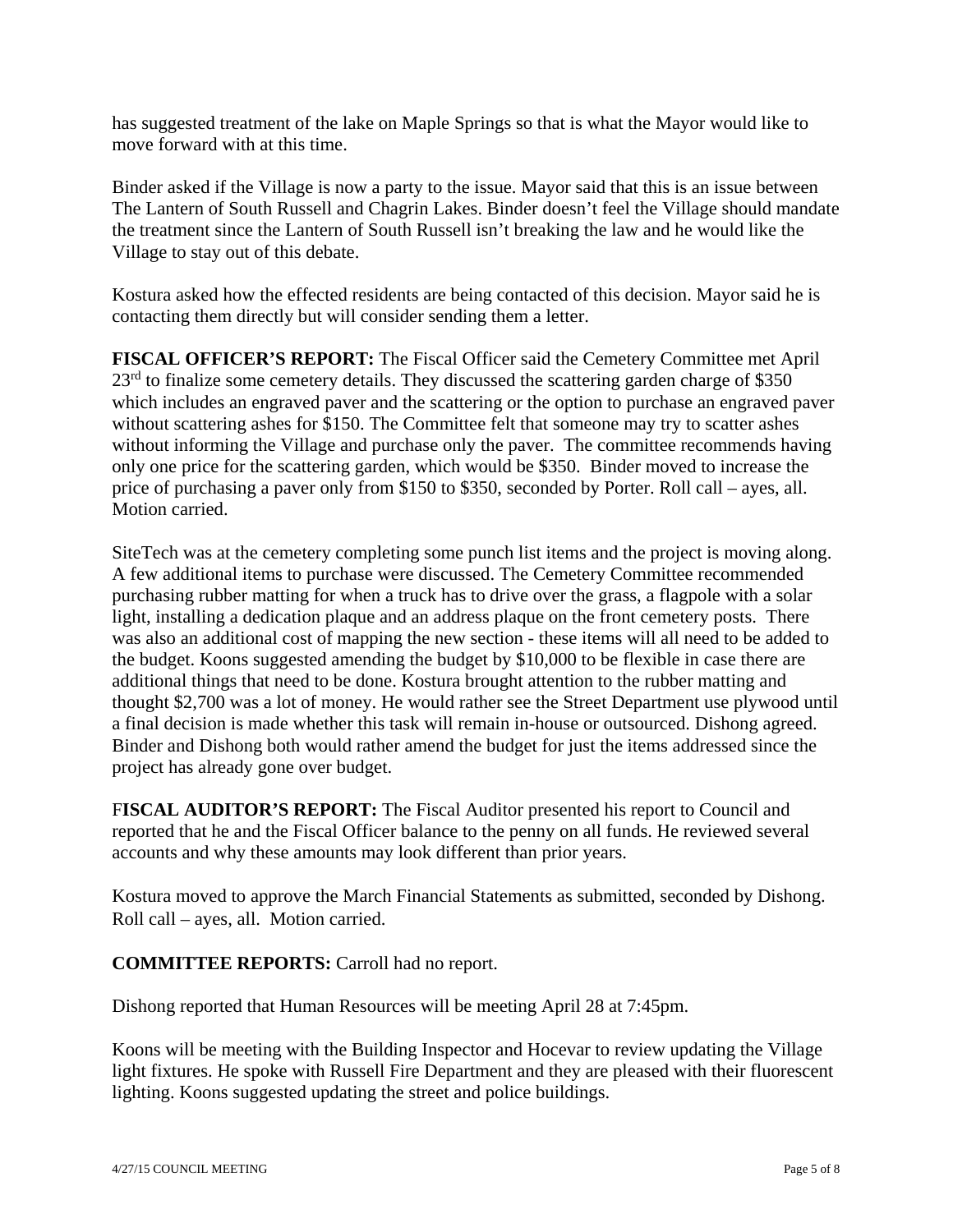has suggested treatment of the lake on Maple Springs so that is what the Mayor would like to move forward with at this time.

Binder asked if the Village is now a party to the issue. Mayor said that this is an issue between The Lantern of South Russell and Chagrin Lakes. Binder doesn't feel the Village should mandate the treatment since the Lantern of South Russell isn't breaking the law and he would like the Village to stay out of this debate.

Kostura asked how the effected residents are being contacted of this decision. Mayor said he is contacting them directly but will consider sending them a letter.

**FISCAL OFFICER'S REPORT:** The Fiscal Officer said the Cemetery Committee met April 23rd to finalize some cemetery details. They discussed the scattering garden charge of $350 which includes an engraved paver and the scattering or the option to purchase an engraved paver without scattering ashes for $150. The Committee felt that someone may try to scatter ashes without informing the Village and purchase only the paver. The committee recommends having only one price for the scattering garden, which would be $350. Binder moved to increase the price of purchasing a paver only from $150 to $350, seconded by Porter. Roll call – ayes, all. Motion carried.

SiteTech was at the cemetery completing some punch list items and the project is moving along. A few additional items to purchase were discussed. The Cemetery Committee recommended purchasing rubber matting for when a truck has to drive over the grass, a flagpole with a solar light, installing a dedication plaque and an address plaque on the front cemetery posts. There was also an additional cost of mapping the new section - these items will all need to be added to the budget. Koons suggested amending the budget by $10,000 to be flexible in case there are additional things that need to be done. Kostura brought attention to the rubber matting and thought $2,700 was a lot of money. He would rather see the Street Department use plywood until a final decision is made whether this task will remain in-house or outsourced. Dishong agreed. Binder and Dishong both would rather amend the budget for just the items addressed since the project has already gone over budget.

**FISCAL AUDITOR'S REPORT:** The Fiscal Auditor presented his report to Council and reported that he and the Fiscal Officer balance to the penny on all funds. He reviewed several accounts and why these amounts may look different than prior years.

Kostura moved to approve the March Financial Statements as submitted, seconded by Dishong. Roll call – ayes, all. Motion carried.

**COMMITTEE REPORTS:** Carroll had no report.

Dishong reported that Human Resources will be meeting April 28 at 7:45pm.

Koons will be meeting with the Building Inspector and Hocevar to review updating the Village light fixtures. He spoke with Russell Fire Department and they are pleased with their fluorescent lighting. Koons suggested updating the street and police buildings.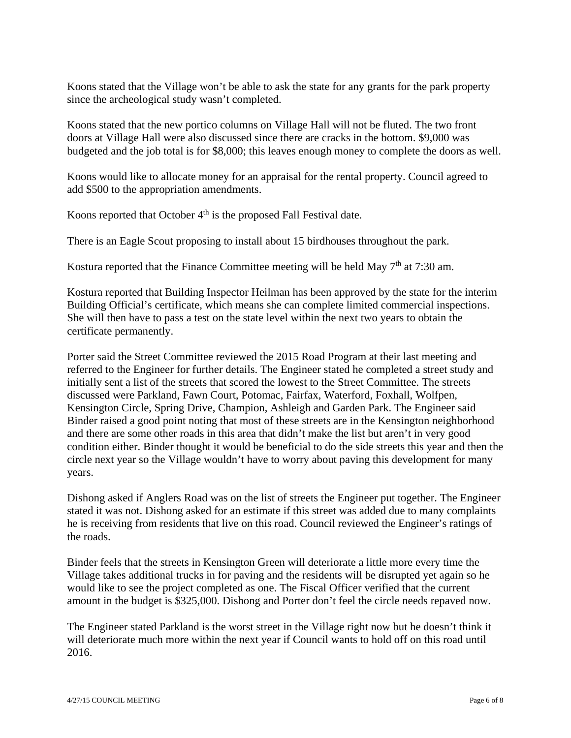Koons stated that the Village won't be able to ask the state for any grants for the park property since the archeological study wasn't completed.

Koons stated that the new portico columns on Village Hall will not be fluted. The two front doors at Village Hall were also discussed since there are cracks in the bottom. $9,000 was budgeted and the job total is for $8,000; this leaves enough money to complete the doors as well.

Koons would like to allocate money for an appraisal for the rental property. Council agreed to add $500 to the appropriation amendments.

Koons reported that October 4th is the proposed Fall Festival date.

There is an Eagle Scout proposing to install about 15 birdhouses throughout the park.

Kostura reported that the Finance Committee meeting will be held May 7th at 7:30 am.

Kostura reported that Building Inspector Heilman has been approved by the state for the interim Building Official's certificate, which means she can complete limited commercial inspections. She will then have to pass a test on the state level within the next two years to obtain the certificate permanently.

Porter said the Street Committee reviewed the 2015 Road Program at their last meeting and referred to the Engineer for further details. The Engineer stated he completed a street study and initially sent a list of the streets that scored the lowest to the Street Committee. The streets discussed were Parkland, Fawn Court, Potomac, Fairfax, Waterford, Foxhall, Wolfpen, Kensington Circle, Spring Drive, Champion, Ashleigh and Garden Park. The Engineer said Binder raised a good point noting that most of these streets are in the Kensington neighborhood and there are some other roads in this area that didn't make the list but aren't in very good condition either. Binder thought it would be beneficial to do the side streets this year and then the circle next year so the Village wouldn't have to worry about paving this development for many years.

Dishong asked if Anglers Road was on the list of streets the Engineer put together. The Engineer stated it was not. Dishong asked for an estimate if this street was added due to many complaints he is receiving from residents that live on this road. Council reviewed the Engineer's ratings of the roads.

Binder feels that the streets in Kensington Green will deteriorate a little more every time the Village takes additional trucks in for paving and the residents will be disrupted yet again so he would like to see the project completed as one. The Fiscal Officer verified that the current amount in the budget is $325,000. Dishong and Porter don't feel the circle needs repaved now.

The Engineer stated Parkland is the worst street in the Village right now but he doesn't think it will deteriorate much more within the next year if Council wants to hold off on this road until 2016.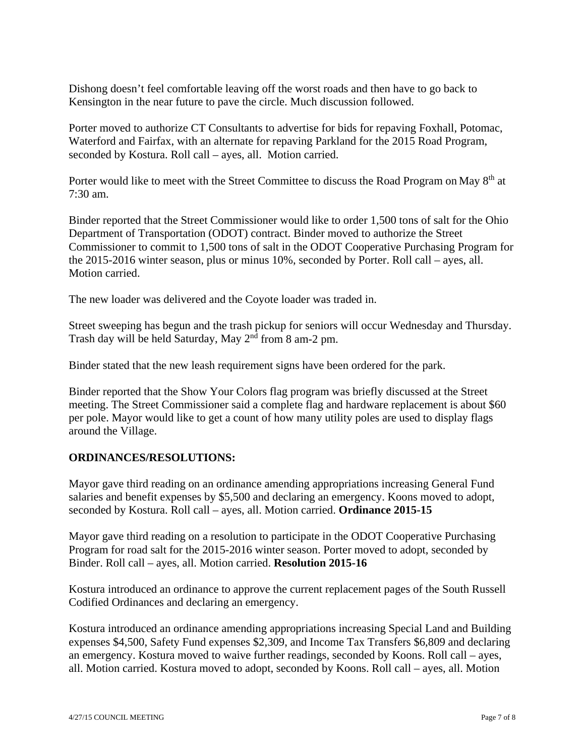Dishong doesn't feel comfortable leaving off the worst roads and then have to go back to Kensington in the near future to pave the circle. Much discussion followed.

Porter moved to authorize CT Consultants to advertise for bids for repaving Foxhall, Potomac, Waterford and Fairfax, with an alternate for repaving Parkland for the 2015 Road Program, seconded by Kostura. Roll call – ayes, all. Motion carried.

Porter would like to meet with the Street Committee to discuss the Road Program on May 8th at 7:30 am.

Binder reported that the Street Commissioner would like to order 1,500 tons of salt for the Ohio Department of Transportation (ODOT) contract. Binder moved to authorize the Street Commissioner to commit to 1,500 tons of salt in the ODOT Cooperative Purchasing Program for the 2015-2016 winter season, plus or minus 10%, seconded by Porter. Roll call – ayes, all. Motion carried.

The new loader was delivered and the Coyote loader was traded in.

Street sweeping has begun and the trash pickup for seniors will occur Wednesday and Thursday. Trash day will be held Saturday, May 2nd from 8 am-2 pm.

Binder stated that the new leash requirement signs have been ordered for the park.

Binder reported that the Show Your Colors flag program was briefly discussed at the Street meeting. The Street Commissioner said a complete flag and hardware replacement is about $60 per pole. Mayor would like to get a count of how many utility poles are used to display flags around the Village.

**ORDINANCES/RESOLUTIONS:**

Mayor gave third reading on an ordinance amending appropriations increasing General Fund salaries and benefit expenses by $5,500 and declaring an emergency. Koons moved to adopt, seconded by Kostura. Roll call – ayes, all. Motion carried. **Ordinance 2015-15**

Mayor gave third reading on a resolution to participate in the ODOT Cooperative Purchasing Program for road salt for the 2015-2016 winter season. Porter moved to adopt, seconded by Binder. Roll call – ayes, all. Motion carried. **Resolution 2015-16**

Kostura introduced an ordinance to approve the current replacement pages of the South Russell Codified Ordinances and declaring an emergency.

Kostura introduced an ordinance amending appropriations increasing Special Land and Building expenses $4,500, Safety Fund expenses $2,309, and Income Tax Transfers $6,809 and declaring an emergency. Kostura moved to waive further readings, seconded by Koons. Roll call – ayes, all. Motion carried. Kostura moved to adopt, seconded by Koons. Roll call – ayes, all. Motion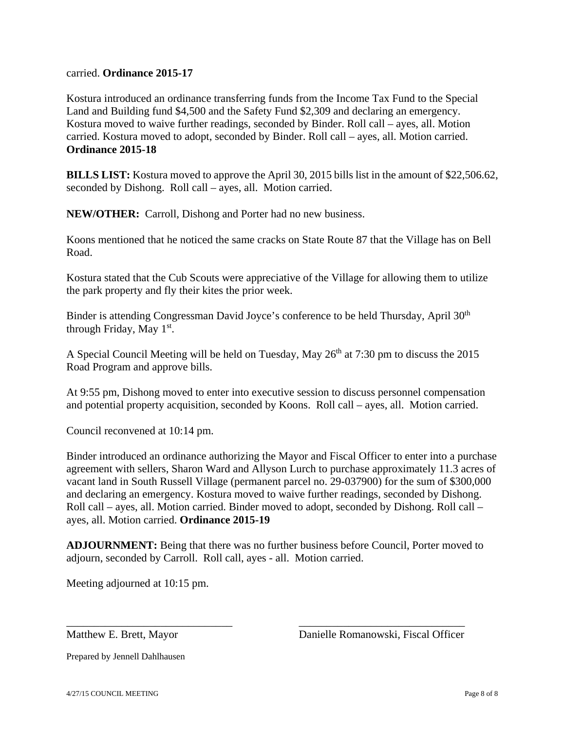carried. **Ordinance 2015-17**

Kostura introduced an ordinance transferring funds from the Income Tax Fund to the Special Land and Building fund $4,500 and the Safety Fund $2,309 and declaring an emergency. Kostura moved to waive further readings, seconded by Binder. Roll call – ayes, all. Motion carried. Kostura moved to adopt, seconded by Binder. Roll call – ayes, all. Motion carried. **Ordinance 2015-18**

**BILLS LIST:** Kostura moved to approve the April 30, 2015 bills list in the amount of $22,506.62, seconded by Dishong. Roll call – ayes, all. Motion carried.

**NEW/OTHER:** Carroll, Dishong and Porter had no new business.

Koons mentioned that he noticed the same cracks on State Route 87 that the Village has on Bell Road.

Kostura stated that the Cub Scouts were appreciative of the Village for allowing them to utilize the park property and fly their kites the prior week.

Binder is attending Congressman David Joyce's conference to be held Thursday, April 30th through Friday, May 1st.

A Special Council Meeting will be held on Tuesday, May 26th at 7:30 pm to discuss the 2015 Road Program and approve bills.

At 9:55 pm, Dishong moved to enter into executive session to discuss personnel compensation and potential property acquisition, seconded by Koons. Roll call – ayes, all. Motion carried.

Council reconvened at 10:14 pm.

Binder introduced an ordinance authorizing the Mayor and Fiscal Officer to enter into a purchase agreement with sellers, Sharon Ward and Allyson Lurch to purchase approximately 11.3 acres of vacant land in South Russell Village (permanent parcel no. 29-037900) for the sum of $300,000 and declaring an emergency. Kostura moved to waive further readings, seconded by Dishong. Roll call – ayes, all. Motion carried. Binder moved to adopt, seconded by Dishong. Roll call – ayes, all. Motion carried. **Ordinance 2015-19**

**ADJOURNMENT:** Being that there was no further business before Council, Porter moved to adjourn, seconded by Carroll. Roll call, ayes - all. Motion carried.

Meeting adjourned at 10:15 pm.

_______________________________ _______________________________

Matthew E. Brett, Mayor Danielle Romanowski, Fiscal Officer

Prepared by Jennell Dahlhausen